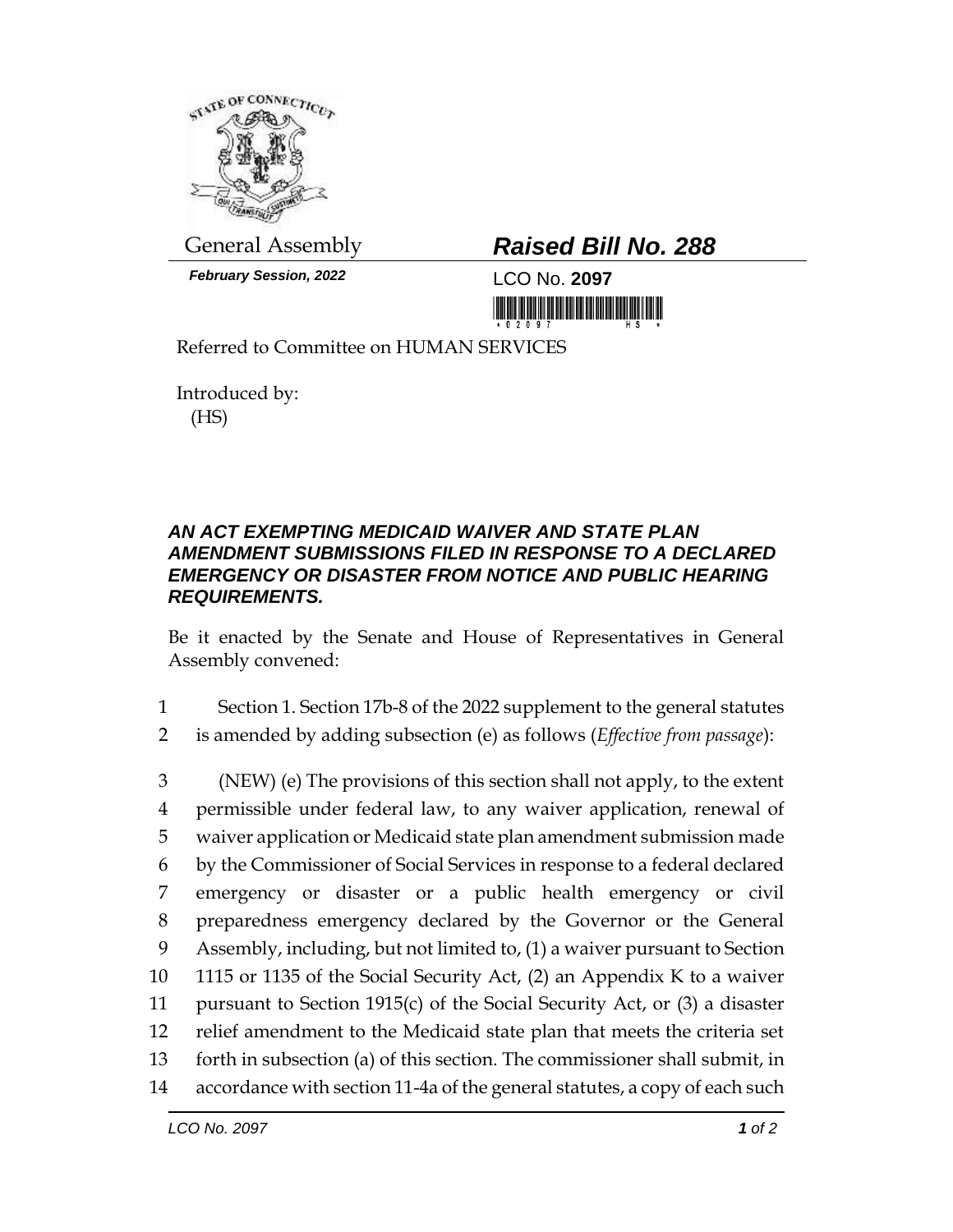General Assembly

*February Session, 2022*

## *Raised Bill No. 288*

LCO No. **2097**

Referred to Committee on HUMAN SERVICES

Introduced by:
(HS)

### *AN ACT EXEMPTING MEDICAID WAIVER AND STATE PLAN AMENDMENT SUBMISSIONS FILED IN RESPONSE TO A DECLARED EMERGENCY OR DISASTER FROM NOTICE AND PUBLIC HEARING REQUIREMENTS.*

Be it enacted by the Senate and House of Representatives in General Assembly convened:

1 Section 1. Section 17b-8 of the 2022 supplement to the general statutes
2 is amended by adding subsection (e) as follows (*Effective from passage*):

3 (NEW) (e) The provisions of this section shall not apply, to the extent
4 permissible under federal law, to any waiver application, renewal of
5 waiver application or Medicaid state plan amendment submission made
6 by the Commissioner of Social Services in response to a federal declared
7 emergency or disaster or a public health emergency or civil
8 preparedness emergency declared by the Governor or the General
9 Assembly, including, but not limited to, (1) a waiver pursuant to Section
10 1115 or 1135 of the Social Security Act, (2) an Appendix K to a waiver
11 pursuant to Section 1915(c) of the Social Security Act, or (3) a disaster
12 relief amendment to the Medicaid state plan that meets the criteria set
13 forth in subsection (a) of this section. The commissioner shall submit, in
14 accordance with section 11-4a of the general statutes, a copy of each such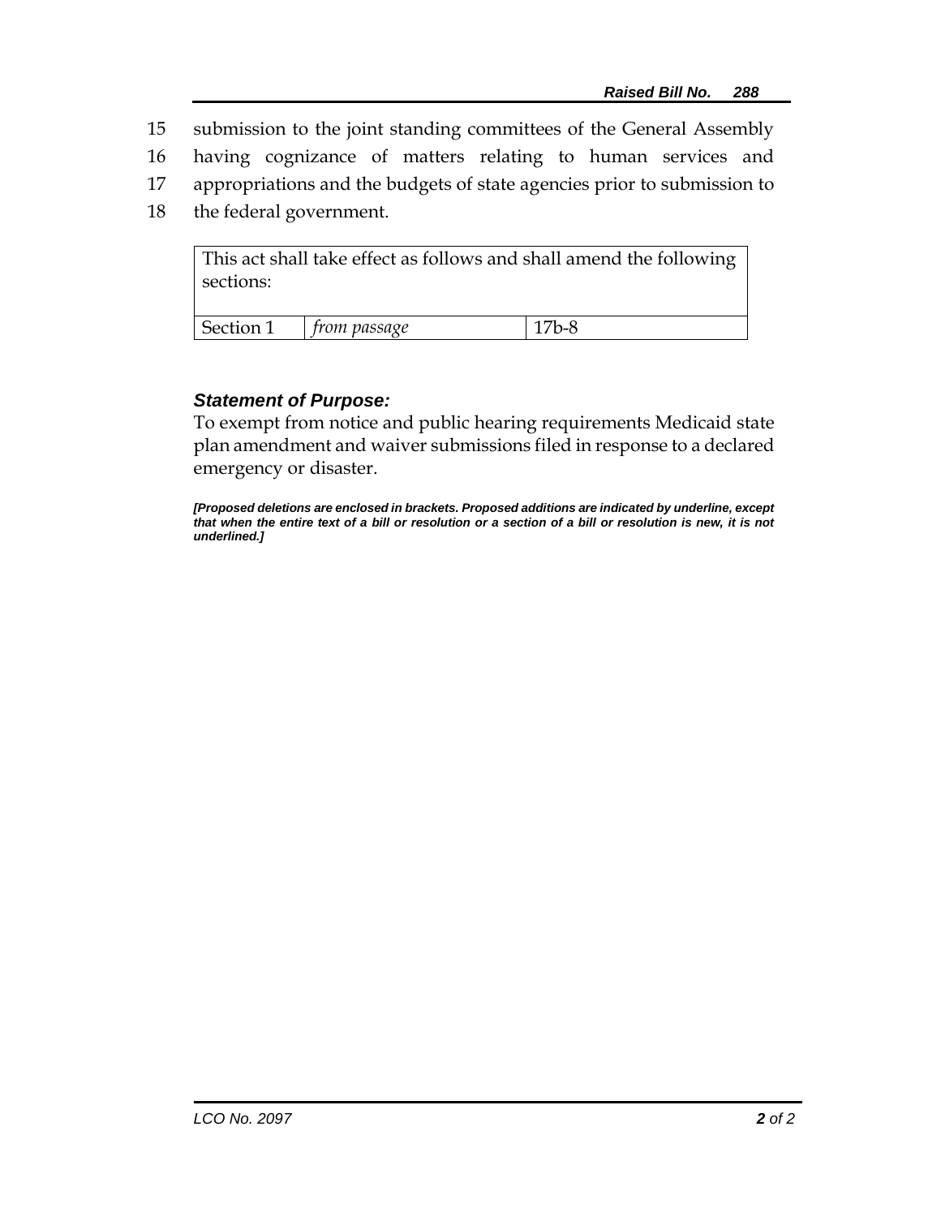15 submission to the joint standing committees of the General Assembly
16 having cognizance of matters relating to human services and
17 appropriations and the budgets of state agencies prior to submission to
18 the federal government.

| This act shall take effect as follows and shall amend the following sections: | | |
|---|---|---|
| Section 1 | *from passage* | 17b-8 |

### *Statement of Purpose:*

To exempt from notice and public hearing requirements Medicaid state plan amendment and waiver submissions filed in response to a declared emergency or disaster.

***[Proposed deletions are enclosed in brackets. Proposed additions are indicated by underline, except that when the entire text of a bill or resolution or a section of a bill or resolution is new, it is not underlined.]***